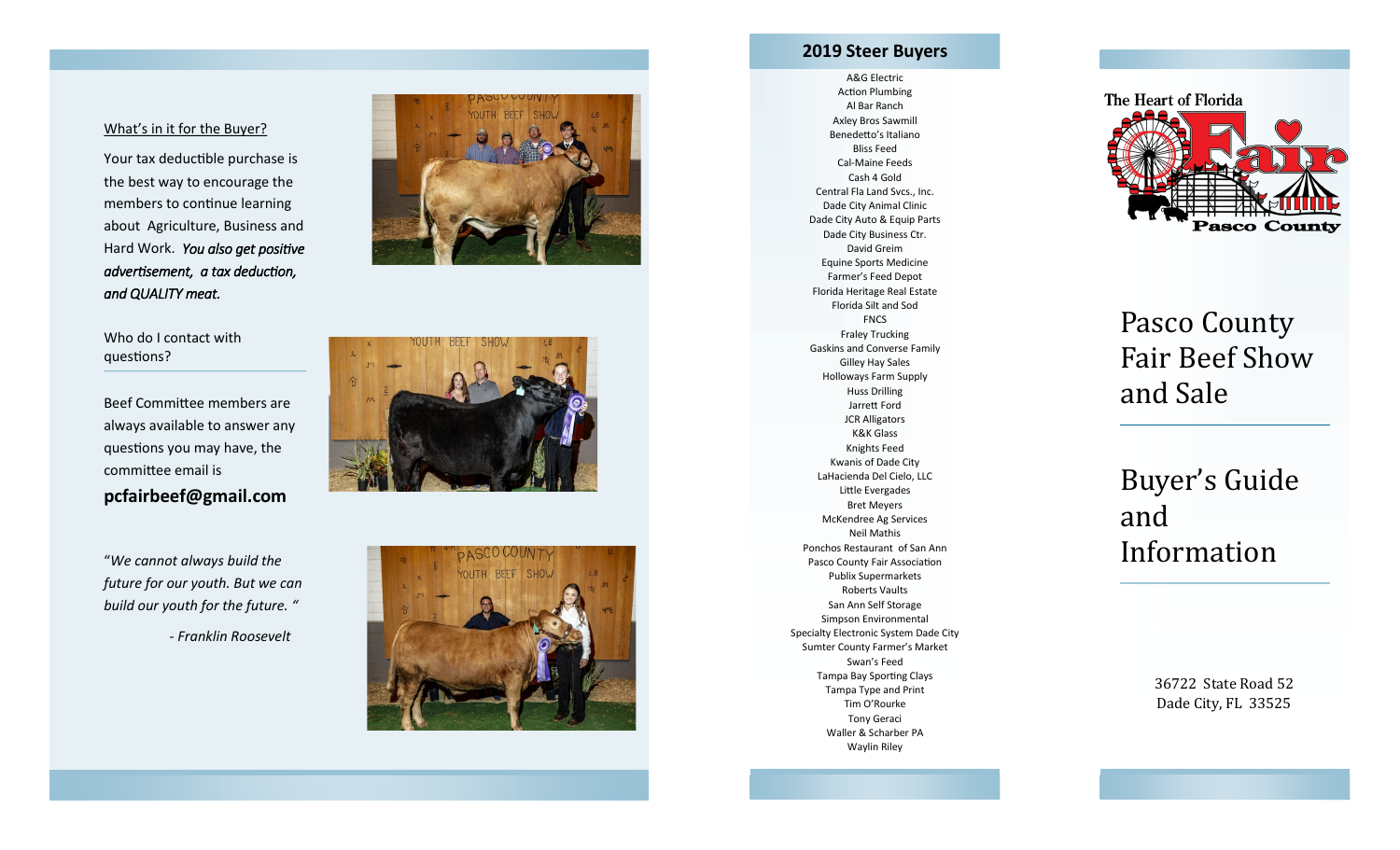What's in it for the Buyer?

Your tax deductible purchase is the best way to encourage the members to continue learning about Agriculture, Business and Hard Work. ***You also get positive advertisement, a tax deduction, and QUALITY meat.***

Who do I contact with questions?

Beef Committee members are always available to answer any questions you may have, the committee email is

**pcfairbeef@gmail.com**

*"We cannot always build the future for our youth. But we can build our youth for the future. "*

*- Franklin Roosevelt*

## 2019 Steer Buyers

A&G Electric
Action Plumbing
Al Bar Ranch
Axley Bros Sawmill
Benedetto's Italiano
Bliss Feed
Cal-Maine Feeds
Cash 4 Gold
Central Fla Land Svcs., Inc.
Dade City Animal Clinic
Dade City Auto & Equip Parts
Dade City Business Ctr.
David Greim
Equine Sports Medicine
Farmer's Feed Depot
Florida Heritage Real Estate
Florida Silt and Sod
FNCS
Fraley Trucking
Gaskins and Converse Family
Gilley Hay Sales
Holloways Farm Supply
Huss Drilling
Jarrett Ford
JCR Alligators
K&K Glass
Knights Feed
Kwanis of Dade City
LaHacienda Del Cielo, LLC
Little Evergades
Bret Meyers
McKendree Ag Services
Neil Mathis
Ponchos Restaurant of San Ann
Pasco County Fair Association
Publix Supermarkets
Roberts Vaults
San Ann Self Storage
Simpson Environmental
Specialty Electronic System Dade City
Sumter County Farmer's Market
Swan's Feed
Tampa Bay Sporting Clays
Tampa Type and Print
Tim O'Rourke
Tony Geraci
Waller & Scharber PA
Waylin Riley

The Heart of Florida Fair Pasco County

# Pasco County Fair Beef Show and Sale

# Buyer's Guide and Information

36722 State Road 52
Dade City, FL 33525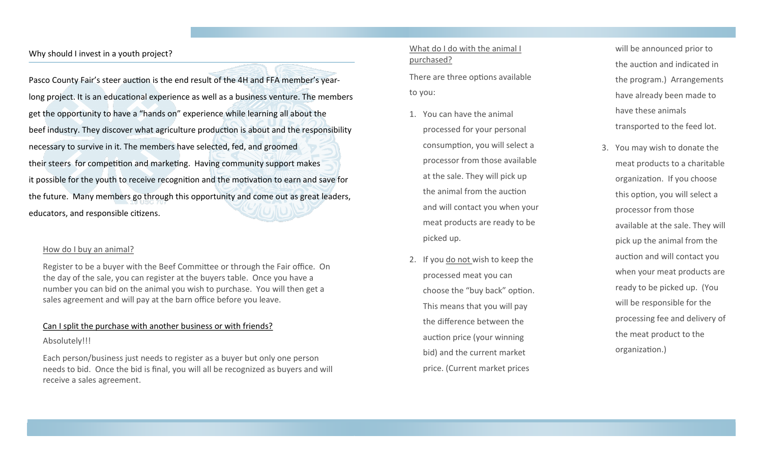## Why should I invest in a youth project?

Pasco County Fair's steer auction is the end result of the 4H and FFA member's year-long project. It is an educational experience as well as a business venture. The members get the opportunity to have a "hands on" experience while learning all about the beef industry. They discover what agriculture production is about and the responsibility necessary to survive in it. The members have selected, fed, and groomed their steers for competition and marketing. Having community support makes it possible for the youth to receive recognition and the motivation to earn and save for the future. Many members go through this opportunity and come out as great leaders, educators, and responsible citizens.

### How do I buy an animal?

Register to be a buyer with the Beef Committee or through the Fair office. On the day of the sale, you can register at the buyers table. Once you have a number you can bid on the animal you wish to purchase. You will then get a sales agreement and will pay at the barn office before you leave.

### Can I split the purchase with another business or with friends?

Absolutely!!!

Each person/business just needs to register as a buyer but only one person needs to bid. Once the bid is final, you will all be recognized as buyers and will receive a sales agreement.

### What do I do with the animal I purchased?

There are three options available to you:

1. You can have the animal processed for your personal consumption, you will select a processor from those available at the sale. They will pick up the animal from the auction and will contact you when your meat products are ready to be picked up.
2. If you do not wish to keep the processed meat you can choose the "buy back" option. This means that you will pay the difference between the auction price (your winning bid) and the current market price. (Current market prices will be announced prior to the auction and indicated in the program.) Arrangements have already been made to have these animals transported to the feed lot.
3. You may wish to donate the meat products to a charitable organization. If you choose this option, you will select a processor from those available at the sale. They will pick up the animal from the auction and will contact you when your meat products are ready to be picked up. (You will be responsible for the processing fee and delivery of the meat product to the organization.)